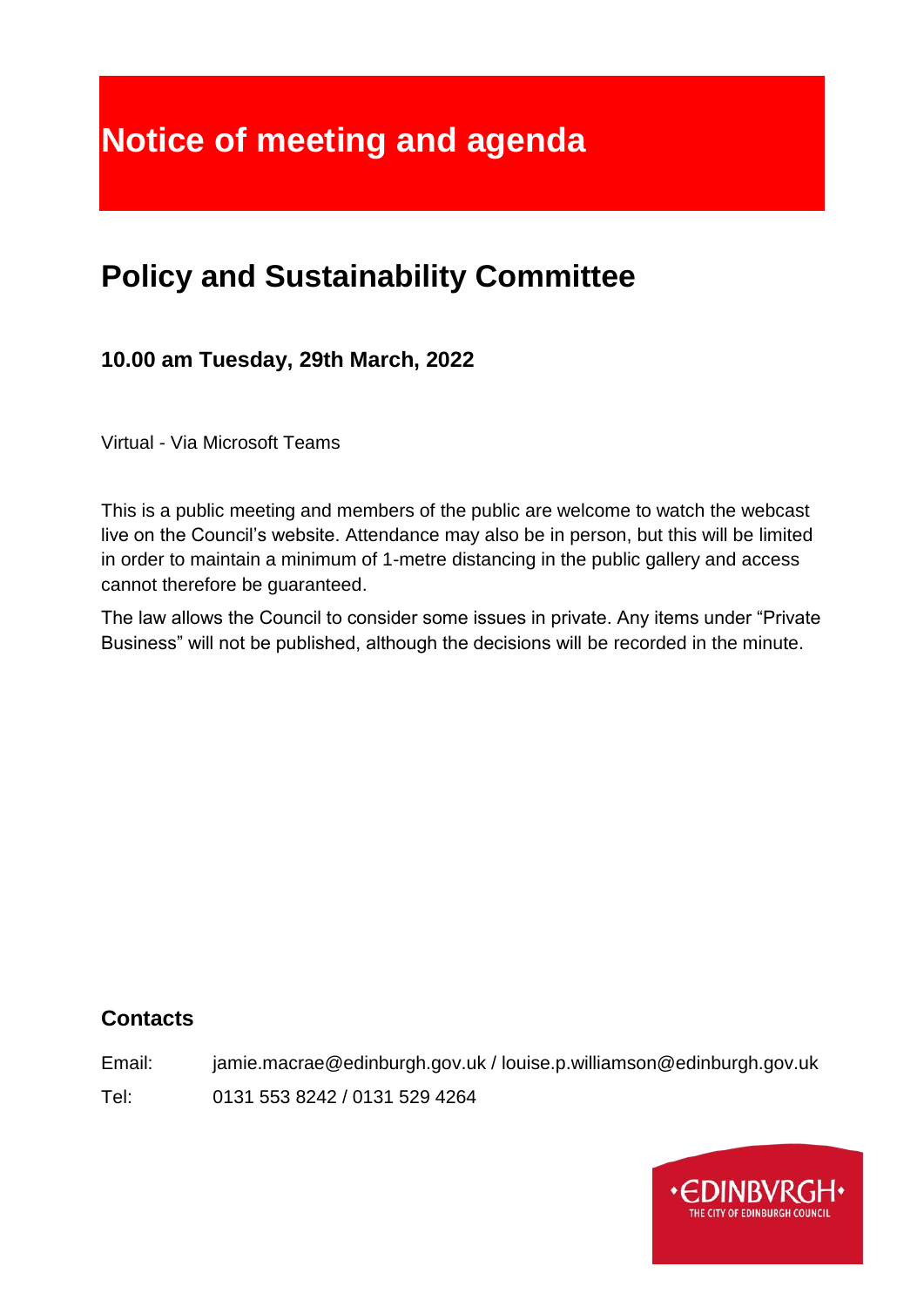# Notice of meeting and agenda

## Policy and Sustainability Committee

### 10.00 am Tuesday, 29th March, 2022

Virtual - Via Microsoft Teams

This is a public meeting and members of the public are welcome to watch the webcast live on the Council's website. Attendance may also be in person, but this will be limited in order to maintain a minimum of 1-metre distancing in the public gallery and access cannot therefore be guaranteed.

The law allows the Council to consider some issues in private. Any items under "Private Business" will not be published, although the decisions will be recorded in the minute.

### Contacts

Email: jamie.macrae@edinburgh.gov.uk / louise.p.williamson@edinburgh.gov.uk

Tel: 0131 553 8242 / 0131 529 4264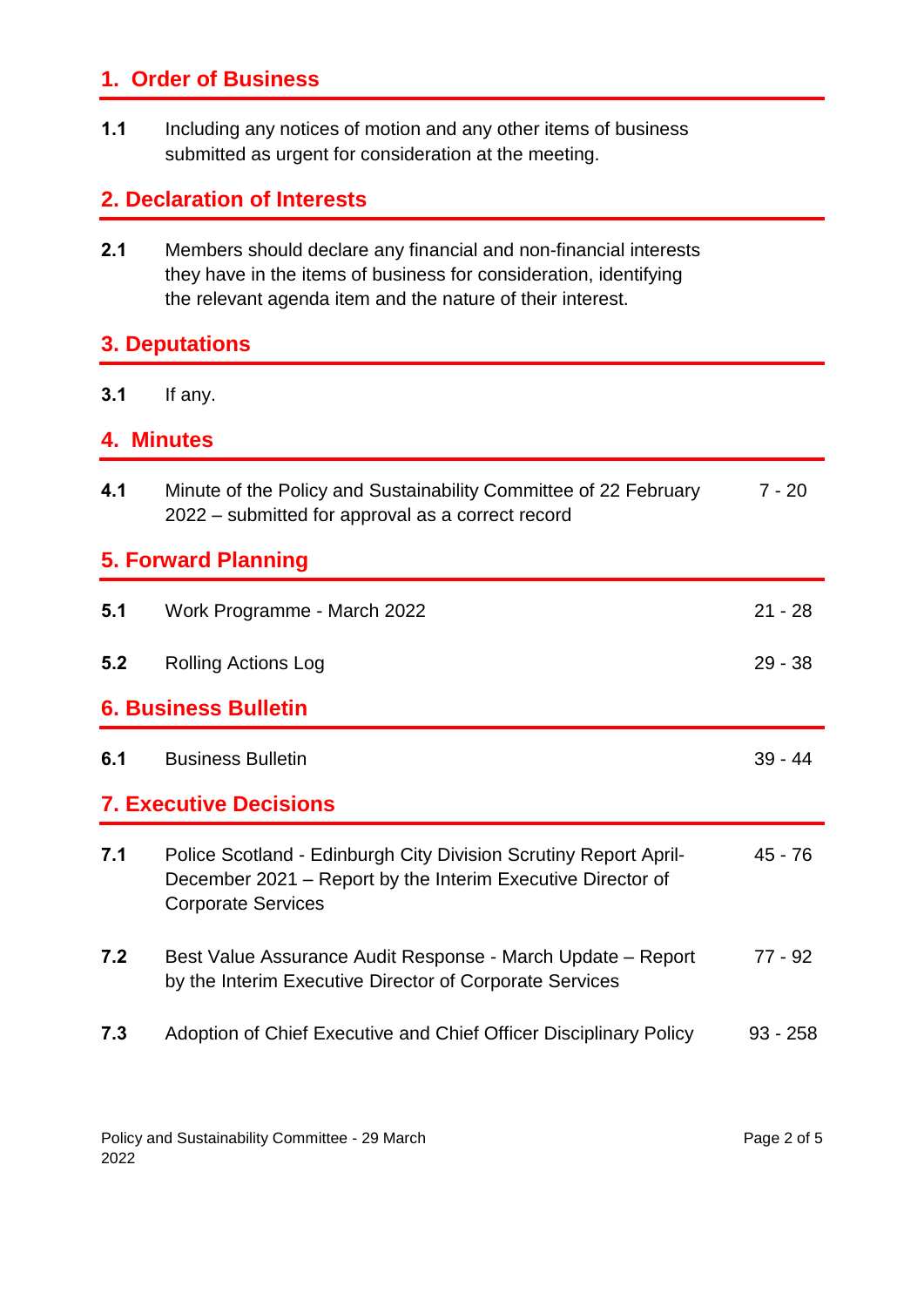## 1. Order of Business

**1.1** Including any notices of motion and any other items of business submitted as urgent for consideration at the meeting.

## 2. Declaration of Interests

**2.1** Members should declare any financial and non-financial interests they have in the items of business for consideration, identifying the relevant agenda item and the nature of their interest.

## 3. Deputations

**3.1** If any.

## 4. Minutes

| | | |
|---|---|---|
| **4.1** | Minute of the Policy and Sustainability Committee of 22 February 2022 – submitted for approval as a correct record | 7 - 20 |

## 5. Forward Planning

| | | |
|---|---|---|
| **5.1** | Work Programme - March 2022 | 21 - 28 |
| **5.2** | Rolling Actions Log | 29 - 38 |

## 6. Business Bulletin

| | | |
|---|---|---|
| **6.1** | Business Bulletin | 39 - 44 |

## 7. Executive Decisions

| | | |
|---|---|---|
| **7.1** | Police Scotland - Edinburgh City Division Scrutiny Report April-December 2021 – Report by the Interim Executive Director of Corporate Services | 45 - 76 |
| **7.2** | Best Value Assurance Audit Response - March Update – Report by the Interim Executive Director of Corporate Services | 77 - 92 |
| **7.3** | Adoption of Chief Executive and Chief Officer Disciplinary Policy | 93 - 258 |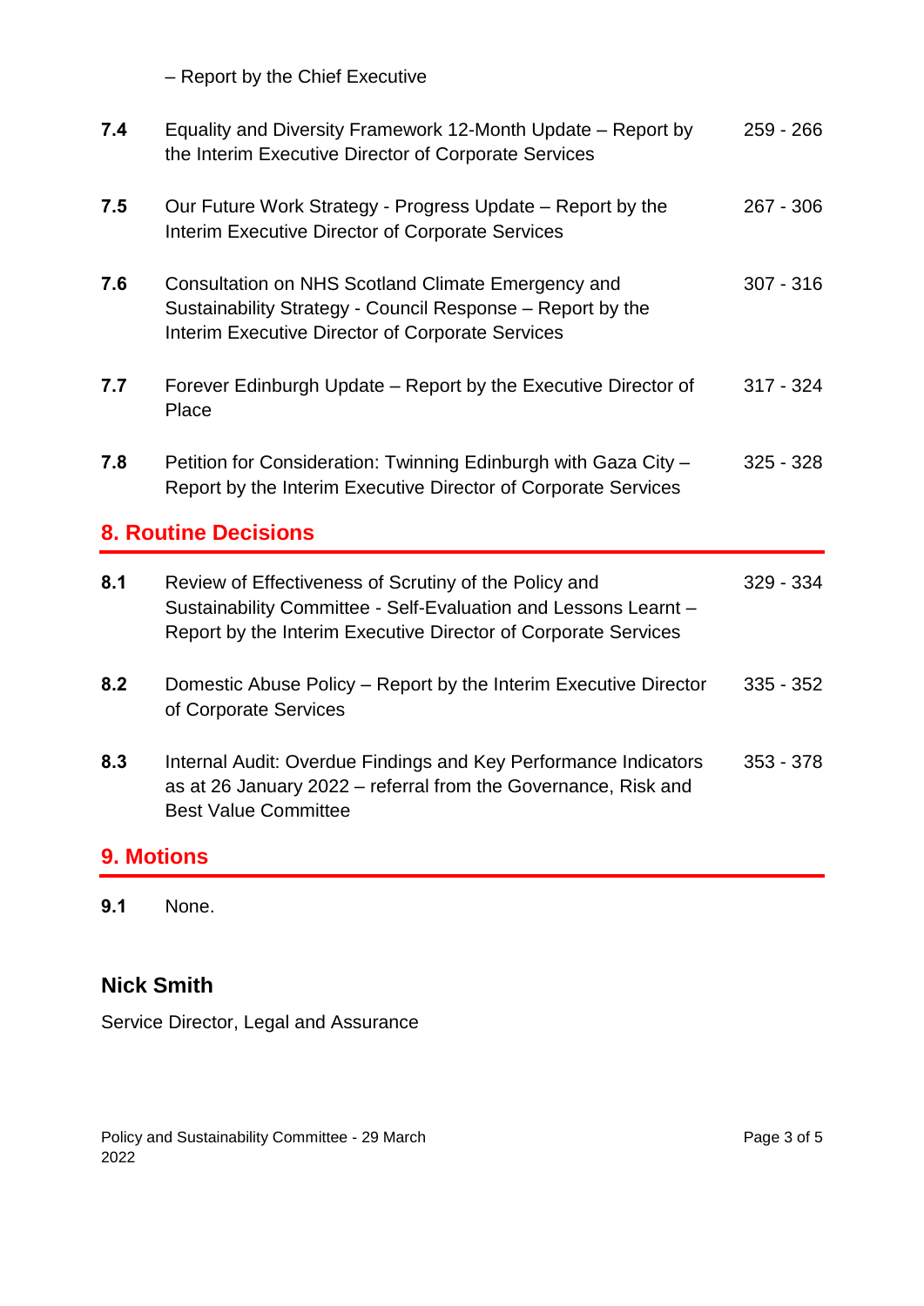– Report by the Chief Executive

| | | |
|---|---|---|
| **7.4** | Equality and Diversity Framework 12-Month Update – Report by the Interim Executive Director of Corporate Services | 259 - 266 |
| **7.5** | Our Future Work Strategy - Progress Update – Report by the Interim Executive Director of Corporate Services | 267 - 306 |
| **7.6** | Consultation on NHS Scotland Climate Emergency and Sustainability Strategy - Council Response – Report by the Interim Executive Director of Corporate Services | 307 - 316 |
| **7.7** | Forever Edinburgh Update – Report by the Executive Director of Place | 317 - 324 |
| **7.8** | Petition for Consideration: Twinning Edinburgh with Gaza City – Report by the Interim Executive Director of Corporate Services | 325 - 328 |

## 8. Routine Decisions

| | | |
|---|---|---|
| **8.1** | Review of Effectiveness of Scrutiny of the Policy and Sustainability Committee - Self-Evaluation and Lessons Learnt – Report by the Interim Executive Director of Corporate Services | 329 - 334 |
| **8.2** | Domestic Abuse Policy – Report by the Interim Executive Director of Corporate Services | 335 - 352 |
| **8.3** | Internal Audit: Overdue Findings and Key Performance Indicators as at 26 January 2022 – referral from the Governance, Risk and Best Value Committee | 353 - 378 |

## 9. Motions

**9.1** None.

### Nick Smith

Service Director, Legal and Assurance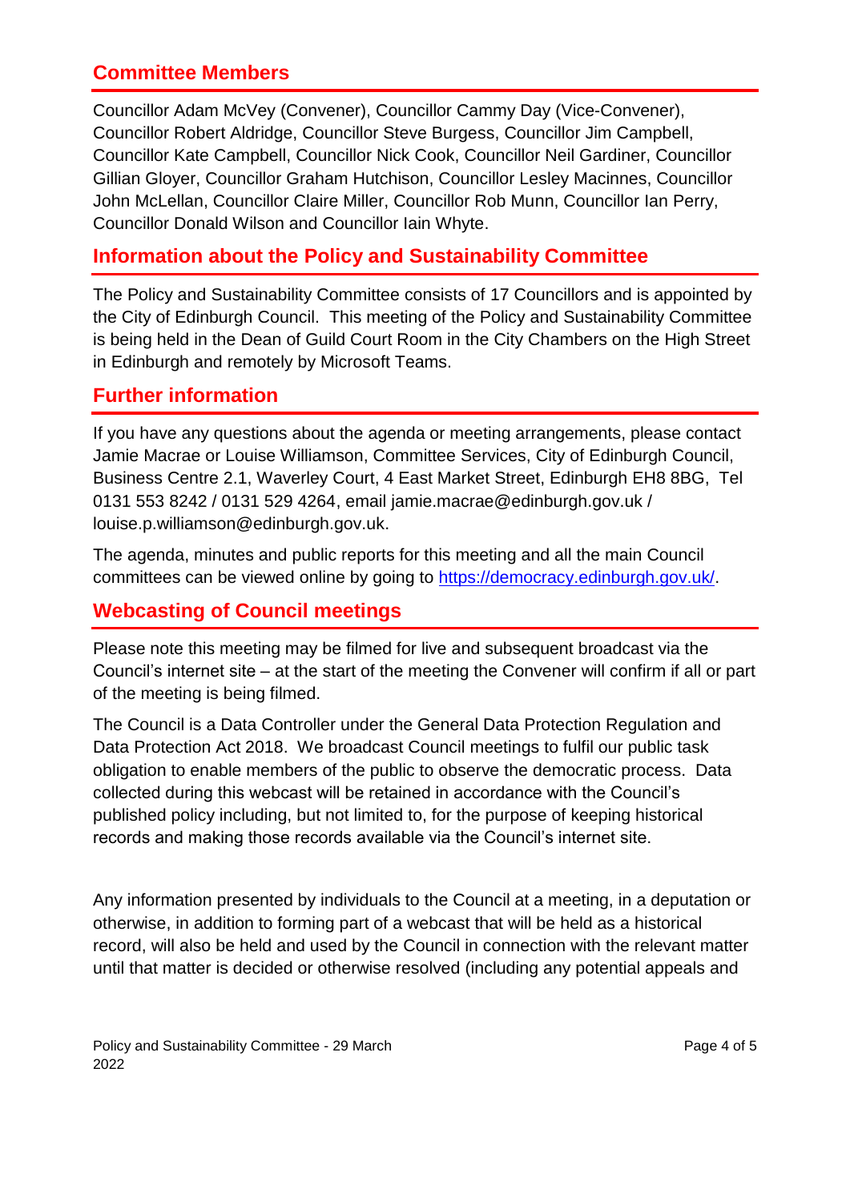## Committee Members

Councillor Adam McVey (Convener), Councillor Cammy Day (Vice-Convener), Councillor Robert Aldridge, Councillor Steve Burgess, Councillor Jim Campbell, Councillor Kate Campbell, Councillor Nick Cook, Councillor Neil Gardiner, Councillor Gillian Gloyer, Councillor Graham Hutchison, Councillor Lesley Macinnes, Councillor John McLellan, Councillor Claire Miller, Councillor Rob Munn, Councillor Ian Perry, Councillor Donald Wilson and Councillor Iain Whyte.

## Information about the Policy and Sustainability Committee

The Policy and Sustainability Committee consists of 17 Councillors and is appointed by the City of Edinburgh Council. This meeting of the Policy and Sustainability Committee is being held in the Dean of Guild Court Room in the City Chambers on the High Street in Edinburgh and remotely by Microsoft Teams.

## Further information

If you have any questions about the agenda or meeting arrangements, please contact Jamie Macrae or Louise Williamson, Committee Services, City of Edinburgh Council, Business Centre 2.1, Waverley Court, 4 East Market Street, Edinburgh EH8 8BG, Tel 0131 553 8242 / 0131 529 4264, email jamie.macrae@edinburgh.gov.uk / louise.p.williamson@edinburgh.gov.uk.

The agenda, minutes and public reports for this meeting and all the main Council committees can be viewed online by going to [https://democracy.edinburgh.gov.uk/](https://democracy.edinburgh.gov.uk/).

## Webcasting of Council meetings

Please note this meeting may be filmed for live and subsequent broadcast via the Council's internet site – at the start of the meeting the Convener will confirm if all or part of the meeting is being filmed.

The Council is a Data Controller under the General Data Protection Regulation and Data Protection Act 2018. We broadcast Council meetings to fulfil our public task obligation to enable members of the public to observe the democratic process. Data collected during this webcast will be retained in accordance with the Council's published policy including, but not limited to, for the purpose of keeping historical records and making those records available via the Council's internet site.

Any information presented by individuals to the Council at a meeting, in a deputation or otherwise, in addition to forming part of a webcast that will be held as a historical record, will also be held and used by the Council in connection with the relevant matter until that matter is decided or otherwise resolved (including any potential appeals and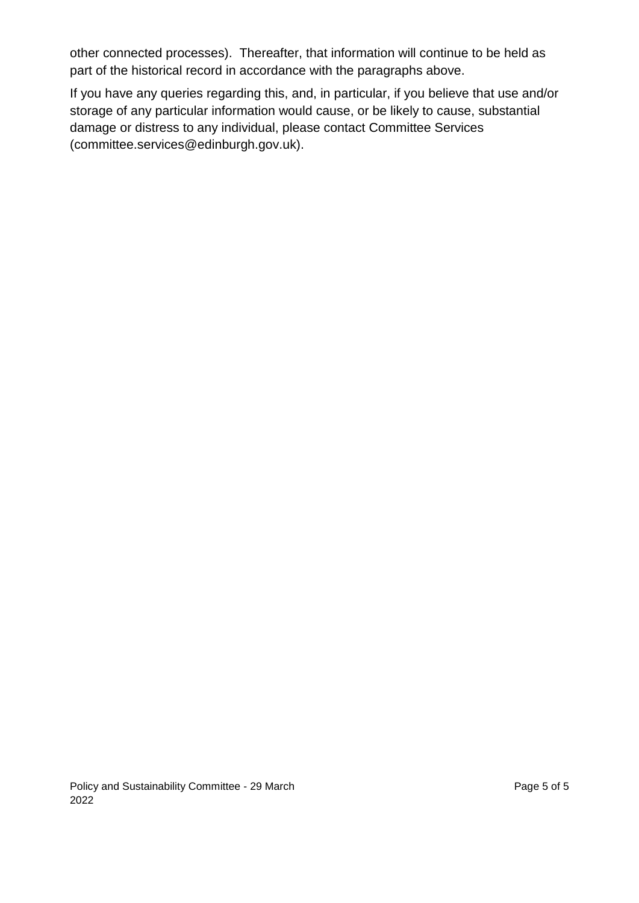other connected processes). Thereafter, that information will continue to be held as part of the historical record in accordance with the paragraphs above.

If you have any queries regarding this, and, in particular, if you believe that use and/or storage of any particular information would cause, or be likely to cause, substantial damage or distress to any individual, please contact Committee Services (committee.services@edinburgh.gov.uk).